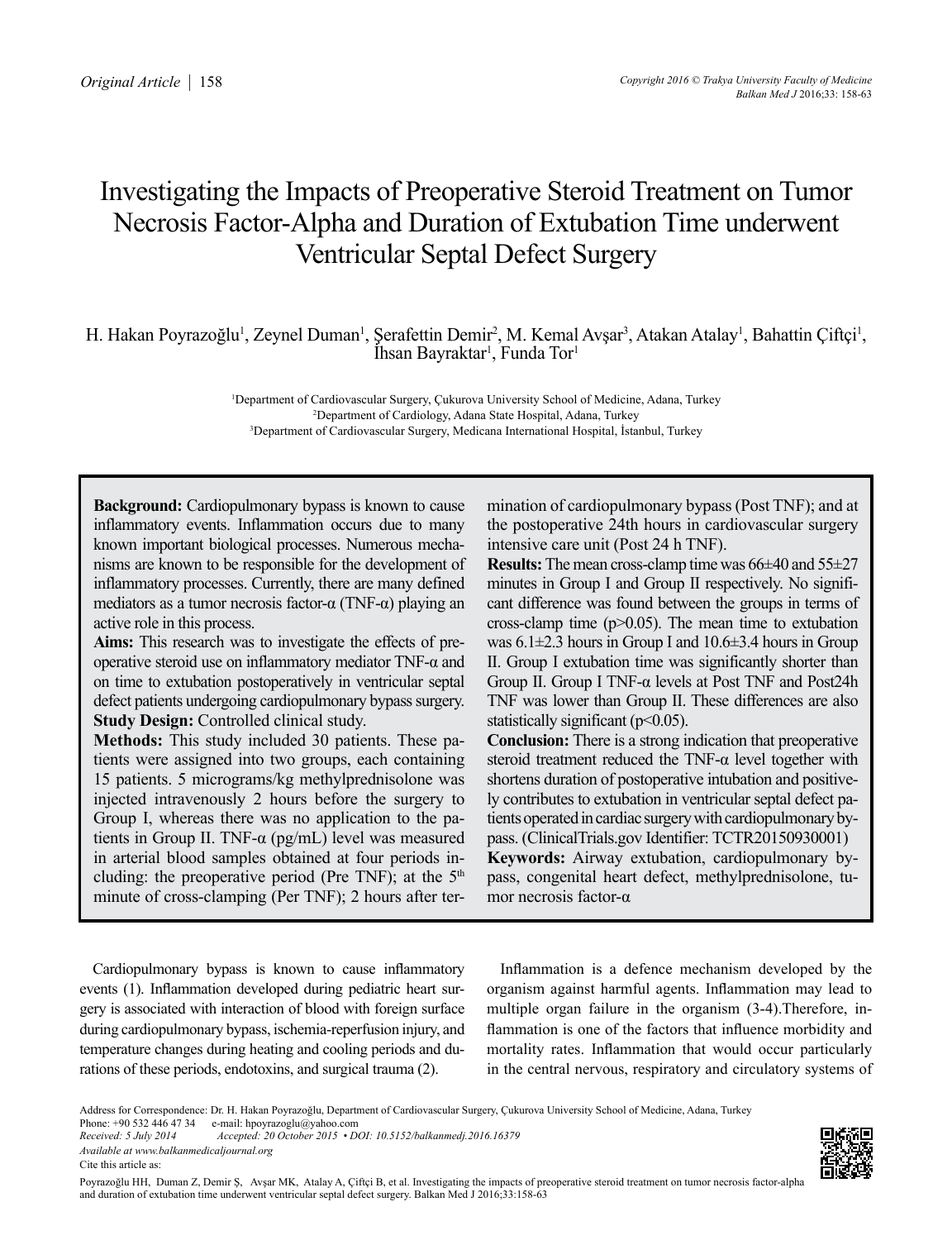# Investigating the Impacts of Preoperative Steroid Treatment on Tumor Necrosis Factor-Alpha and Duration of Extubation Time underwent Ventricular Septal Defect Surgery

H. Hakan Poyrazoğlu[1], Zeynel Duman[1], Şerafettin Demir[2], M. Kemal Avşar[3], Atakan Atalay[1], Bahattin Çiftçi[1], İhsan Bayraktar[1], Funda Tor[1]

[1]Department of Cardiovascular Surgery, Çukurova University School of Medicine, Adana, Turkey
[2]Department of Cardiology, Adana State Hospital, Adana, Turkey
[3]Department of Cardiovascular Surgery, Medicana International Hospital, İstanbul, Turkey

**Background:** Cardiopulmonary bypass is known to cause inflammatory events. Inflammation occurs due to many known important biological processes. Numerous mechanisms are known to be responsible for the development of inflammatory processes. Currently, there are many defined mediators as a tumor necrosis factor-α (TNF-α) playing an active role in this process.

**Aims:** This research was to investigate the effects of preoperative steroid use on inflammatory mediator TNF-α and on time to extubation postoperatively in ventricular septal defect patients undergoing cardiopulmonary bypass surgery.

**Study Design:** Controlled clinical study.

**Methods:** This study included 30 patients. These patients were assigned into two groups, each containing 15 patients. 5 micrograms/kg methylprednisolone was injected intravenously 2 hours before the surgery to Group I, whereas there was no application to the patients in Group II. TNF-α (pg/mL) level was measured in arterial blood samples obtained at four periods including: the preoperative period (Pre TNF); at the 5th minute of cross-clamping (Per TNF); 2 hours after termination of cardiopulmonary bypass (Post TNF); and at the postoperative 24th hours in cardiovascular surgery intensive care unit (Post 24 h TNF).

**Results:** The mean cross-clamp time was 66±40 and 55±27 minutes in Group I and Group II respectively. No significant difference was found between the groups in terms of cross-clamp time ($p>0.05$). The mean time to extubation was 6.1±2.3 hours in Group I and 10.6±3.4 hours in Group II. Group I extubation time was significantly shorter than Group II. Group I TNF-α levels at Post TNF and Post24h TNF was lower than Group II. These differences are also statistically significant ($p<0.05$).

**Conclusion:** There is a strong indication that preoperative steroid treatment reduced the TNF-α level together with shortens duration of postoperative intubation and positively contributes to extubation in ventricular septal defect patients operated in cardiac surgery with cardiopulmonary bypass. (ClinicalTrials.gov Identifier: TCTR20150930001)

**Keywords:** Airway extubation, cardiopulmonary bypass, congenital heart defect, methylprednisolone, tumor necrosis factor-α

Cardiopulmonary bypass is known to cause inflammatory events (1). Inflammation developed during pediatric heart surgery is associated with interaction of blood with foreign surface during cardiopulmonary bypass, ischemia-reperfusion injury, and temperature changes during heating and cooling periods and durations of these periods, endotoxins, and surgical trauma (2).

Inflammation is a defence mechanism developed by the organism against harmful agents. Inflammation may lead to multiple organ failure in the organism (3-4).Therefore, inflammation is one of the factors that influence morbidity and mortality rates. Inflammation that would occur particularly in the central nervous, respiratory and circulatory systems of

Address for Correspondence: Dr. H. Hakan Poyrazoğlu, Department of Cardiovascular Surgery, Çukurova University School of Medicine, Adana, Turkey
Phone: +90 532 446 47 34 e-mail: hpoyrazoglu@yahoo.com
*Received: 5 July 2014* *Accepted: 20 October 2015 • DOI: 10.5152/balkanmedj.2016.16379*
*Available at www.balkanmedicaljournal.org*
Cite this article as:
Poyrazoğlu HH, Duman Z, Demir Ş, Avşar MK, Atalay A, Çiftçi B, et al. Investigating the impacts of preoperative steroid treatment on tumor necrosis factor-alpha and duration of extubation time underwent ventricular septal defect surgery. Balkan Med J 2016;33:158-63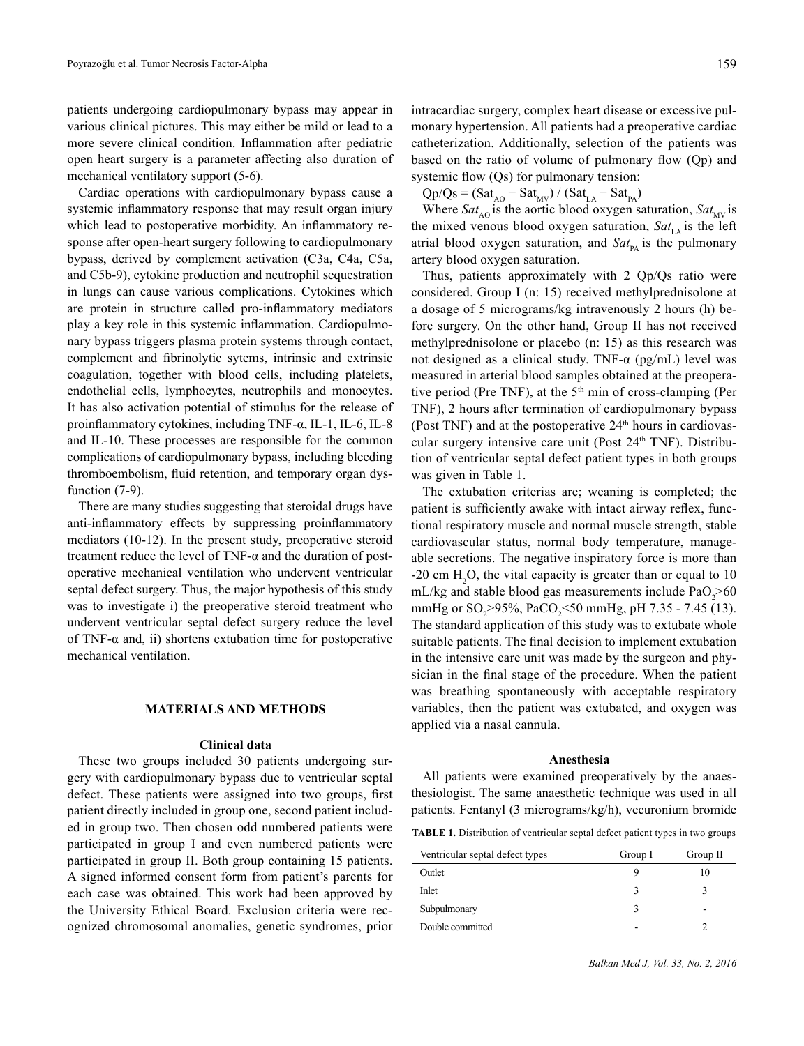patients undergoing cardiopulmonary bypass may appear in various clinical pictures. This may either be mild or lead to a more severe clinical condition. Inflammation after pediatric open heart surgery is a parameter affecting also duration of mechanical ventilatory support (5-6).

Cardiac operations with cardiopulmonary bypass cause a systemic inflammatory response that may result organ injury which lead to postoperative morbidity. An inflammatory response after open-heart surgery following to cardiopulmonary bypass, derived by complement activation (C3a, C4a, C5a, and C5b-9), cytokine production and neutrophil sequestration in lungs can cause various complications. Cytokines which are protein in structure called pro-inflammatory mediators play a key role in this systemic inflammation. Cardiopulmonary bypass triggers plasma protein systems through contact, complement and fibrinolytic sytems, intrinsic and extrinsic coagulation, together with blood cells, including platelets, endothelial cells, lymphocytes, neutrophils and monocytes. It has also activation potential of stimulus for the release of proinflammatory cytokines, including TNF-α, IL-1, IL-6, IL-8 and IL-10. These processes are responsible for the common complications of cardiopulmonary bypass, including bleeding thromboembolism, fluid retention, and temporary organ dysfunction (7-9).

There are many studies suggesting that steroidal drugs have anti-inflammatory effects by suppressing proinflammatory mediators (10-12). In the present study, preoperative steroid treatment reduce the level of TNF-α and the duration of postoperative mechanical ventilation who undervent ventricular septal defect surgery. Thus, the major hypothesis of this study was to investigate i) the preoperative steroid treatment who undervent ventricular septal defect surgery reduce the level of TNF-α and, ii) shortens extubation time for postoperative mechanical ventilation.

## MATERIALS AND METHODS

### Clinical data

These two groups included 30 patients undergoing surgery with cardiopulmonary bypass due to ventricular septal defect. These patients were assigned into two groups, first patient directly included in group one, second patient included in group two. Then chosen odd numbered patients were participated in group I and even numbered patients were participated in group II. Both group containing 15 patients. A signed informed consent form from patient's parents for each case was obtained. This work had been approved by the University Ethical Board. Exclusion criteria were recognized chromosomal anomalies, genetic syndromes, prior intracardiac surgery, complex heart disease or excessive pulmonary hypertension. All patients had a preoperative cardiac catheterization. Additionally, selection of the patients was based on the ratio of volume of pulmonary flow (Qp) and systemic flow (Qs) for pulmonary tension:

$$Qp/Qs = (Sat_{AO} - Sat_{MV}) / (Sat_{LA} - Sat_{PA})$$

Where $Sat_{AO}$ is the aortic blood oxygen saturation, $Sat_{MV}$ is the mixed venous blood oxygen saturation, $Sat_{LA}$ is the left atrial blood oxygen saturation, and $Sat_{PA}$ is the pulmonary artery blood oxygen saturation.

Thus, patients approximately with 2 Qp/Qs ratio were considered. Group I (n: 15) received methylprednisolone at a dosage of 5 micrograms/kg intravenously 2 hours (h) before surgery. On the other hand, Group II has not received methylprednisolone or placebo (n: 15) as this research was not designed as a clinical study. TNF-α (pg/mL) level was measured in arterial blood samples obtained at the preoperative period (Pre TNF), at the 5$^{th}$ min of cross-clamping (Per TNF), 2 hours after termination of cardiopulmonary bypass (Post TNF) and at the postoperative 24$^{th}$ hours in cardiovascular surgery intensive care unit (Post 24$^{th}$ TNF). Distribution of ventricular septal defect patient types in both groups was given in Table 1.

The extubation criterias are; weaning is completed; the patient is sufficiently awake with intact airway reflex, functional respiratory muscle and normal muscle strength, stable cardiovascular status, normal body temperature, manageable secretions. The negative inspiratory force is more than -20 cm $H_2O$, the vital capacity is greater than or equal to 10 mL/kg and stable blood gas measurements include $PaO_2$>60 mmHg or $SO_2$>95%, $PaCO_2$<50 mmHg, pH 7.35 - 7.45 (13). The standard application of this study was to extubate whole suitable patients. The final decision to implement extubation in the intensive care unit was made by the surgeon and physician in the final stage of the procedure. When the patient was breathing spontaneously with acceptable respiratory variables, then the patient was extubated, and oxygen was applied via a nasal cannula.

### Anesthesia

All patients were examined preoperatively by the anaesthesiologist. The same anaesthetic technique was used in all patients. Fentanyl (3 micrograms/kg/h), vecuronium bromide

**TABLE 1.** Distribution of ventricular septal defect patient types in two groups

| Ventricular septal defect types | Group I | Group II |
|---|---|---|
| Outlet | 9 | 10 |
| Inlet | 3 | 3 |
| Subpulmonary | 3 | - |
| Double committed | - | 2 |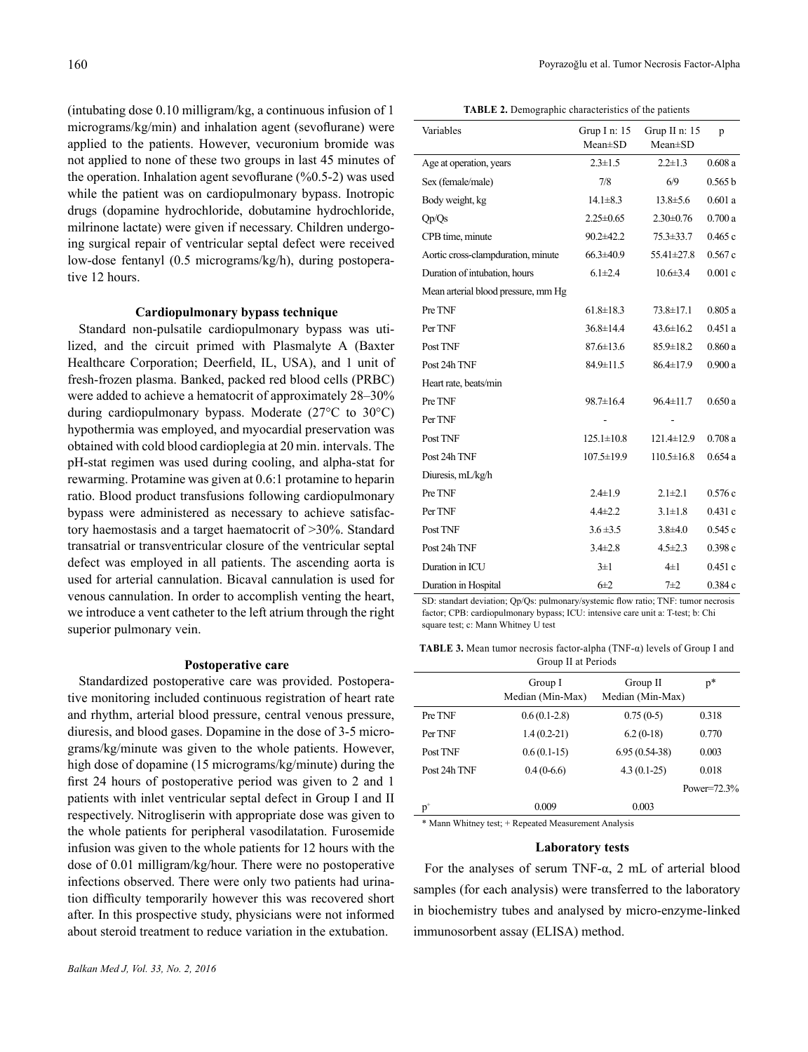(intubating dose 0.10 milligram/kg, a continuous infusion of 1 micrograms/kg/min) and inhalation agent (sevoflurane) were applied to the patients. However, vecuronium bromide was not applied to none of these two groups in last 45 minutes of the operation. Inhalation agent sevoflurane (%0.5-2) was used while the patient was on cardiopulmonary bypass. Inotropic drugs (dopamine hydrochloride, dobutamine hydrochloride, milrinone lactate) were given if necessary. Children undergoing surgical repair of ventricular septal defect were received low-dose fentanyl (0.5 micrograms/kg/h), during postoperative 12 hours.

### Cardiopulmonary bypass technique

Standard non-pulsatile cardiopulmonary bypass was utilized, and the circuit primed with Plasmalyte A (Baxter Healthcare Corporation; Deerfield, IL, USA), and 1 unit of fresh-frozen plasma. Banked, packed red blood cells (PRBC) were added to achieve a hematocrit of approximately 28–30% during cardiopulmonary bypass. Moderate (27°C to 30°C) hypothermia was employed, and myocardial preservation was obtained with cold blood cardioplegia at 20 min. intervals. The pH-stat regimen was used during cooling, and alpha-stat for rewarming. Protamine was given at 0.6:1 protamine to heparin ratio. Blood product transfusions following cardiopulmonary bypass were administered as necessary to achieve satisfactory haemostasis and a target haematocrit of >30%. Standard transatrial or transventricular closure of the ventricular septal defect was employed in all patients. The ascending aorta is used for arterial cannulation. Bicaval cannulation is used for venous cannulation. In order to accomplish venting the heart, we introduce a vent catheter to the left atrium through the right superior pulmonary vein.

### Postoperative care

Standardized postoperative care was provided. Postoperative monitoring included continuous registration of heart rate and rhythm, arterial blood pressure, central venous pressure, diuresis, and blood gases. Dopamine in the dose of 3-5 micrograms/kg/minute was given to the whole patients. However, high dose of dopamine (15 micrograms/kg/minute) during the first 24 hours of postoperative period was given to 2 and 1 patients with inlet ventricular septal defect in Group I and II respectively. Nitrogliserin with appropriate dose was given to the whole patients for peripheral vasodilatation. Furosemide infusion was given to the whole patients for 12 hours with the dose of 0.01 milligram/kg/hour. There were no postoperative infections observed. There were only two patients had urination difficulty temporarily however this was recovered short after. In this prospective study, physicians were not informed about steroid treatment to reduce variation in the extubation.

**TABLE 2.** Demographic characteristics of the patients

| Variables | Grup I n: 15 Mean±SD | Grup II n: 15 Mean±SD | p |
|---|---|---|---|
| Age at operation, years | 2.3±1.5 | 2.2±1.3 | 0.608 a |
| Sex (female/male) | 7/8 | 6/9 | 0.565 b |
| Body weight, kg | 14.1±8.3 | 13.8±5.6 | 0.601 a |
| Qp/Qs | 2.25±0.65 | 2.30±0.76 | 0.700 a |
| CPB time, minute | 90.2±42.2 | 75.3±33.7 | 0.465 c |
| Aortic cross-clampduration, minute | 66.3±40.9 | 55.41±27.8 | 0.567 c |
| Duration of intubation, hours | 6.1±2.4 | 10.6±3.4 | 0.001 c |
| Mean arterial blood pressure, mm Hg | | | |
| Pre TNF | 61.8±18.3 | 73.8±17.1 | 0.805 a |
| Per TNF | 36.8±14.4 | 43.6±16.2 | 0.451 a |
| Post TNF | 87.6±13.6 | 85.9±18.2 | 0.860 a |
| Post 24h TNF | 84.9±11.5 | 86.4±17.9 | 0.900 a |
| Heart rate, beats/min | | | |
| Pre TNF | 98.7±16.4 | 96.4±11.7 | 0.650 a |
| Per TNF | - | - | |
| Post TNF | 125.1±10.8 | 121.4±12.9 | 0.708 a |
| Post 24h TNF | 107.5±19.9 | 110.5±16.8 | 0.654 a |
| Diuresis, mL/kg/h | | | |
| Pre TNF | 2.4±1.9 | 2.1±2.1 | 0.576 c |
| Per TNF | 4.4±2.2 | 3.1±1.8 | 0.431 c |
| Post TNF | 3.6 ±3.5 | 3.8±4.0 | 0.545 c |
| Post 24h TNF | 3.4±2.8 | 4.5±2.3 | 0.398 c |
| Duration in ICU | 3±1 | 4±1 | 0.451 c |
| Duration in Hospital | 6±2 | 7±2 | 0.384 c |

SD: standart deviation; Qp/Qs: pulmonary/systemic flow ratio; TNF: tumor necrosis factor; CPB: cardiopulmonary bypass; ICU: intensive care unit a: T-test; b: Chi square test; c: Mann Whitney U test

**TABLE 3.** Mean tumor necrosis factor-alpha (TNF-α) levels of Group I and Group II at Periods

| | Group I Median (Min-Max) | Group II Median (Min-Max) | p* |
|---|---|---|---|
| Pre TNF | 0.6 (0.1-2.8) | 0.75 (0-5) | 0.318 |
| Per TNF | 1.4 (0.2-21) | 6.2 (0-18) | 0.770 |
| Post TNF | 0.6 (0.1-15) | 6.95 (0.54-38) | 0.003 |
| Post 24h TNF | 0.4 (0-6.6) | 4.3 (0.1-25) | 0.018 |
| | | | Power=72.3% |
| p+ | 0.009 | 0.003 | |

\* Mann Whitney test; + Repeated Measurement Analysis

### Laboratory tests

For the analyses of serum TNF-α, 2 mL of arterial blood samples (for each analysis) were transferred to the laboratory in biochemistry tubes and analysed by micro-enzyme-linked immunosorbent assay (ELISA) method.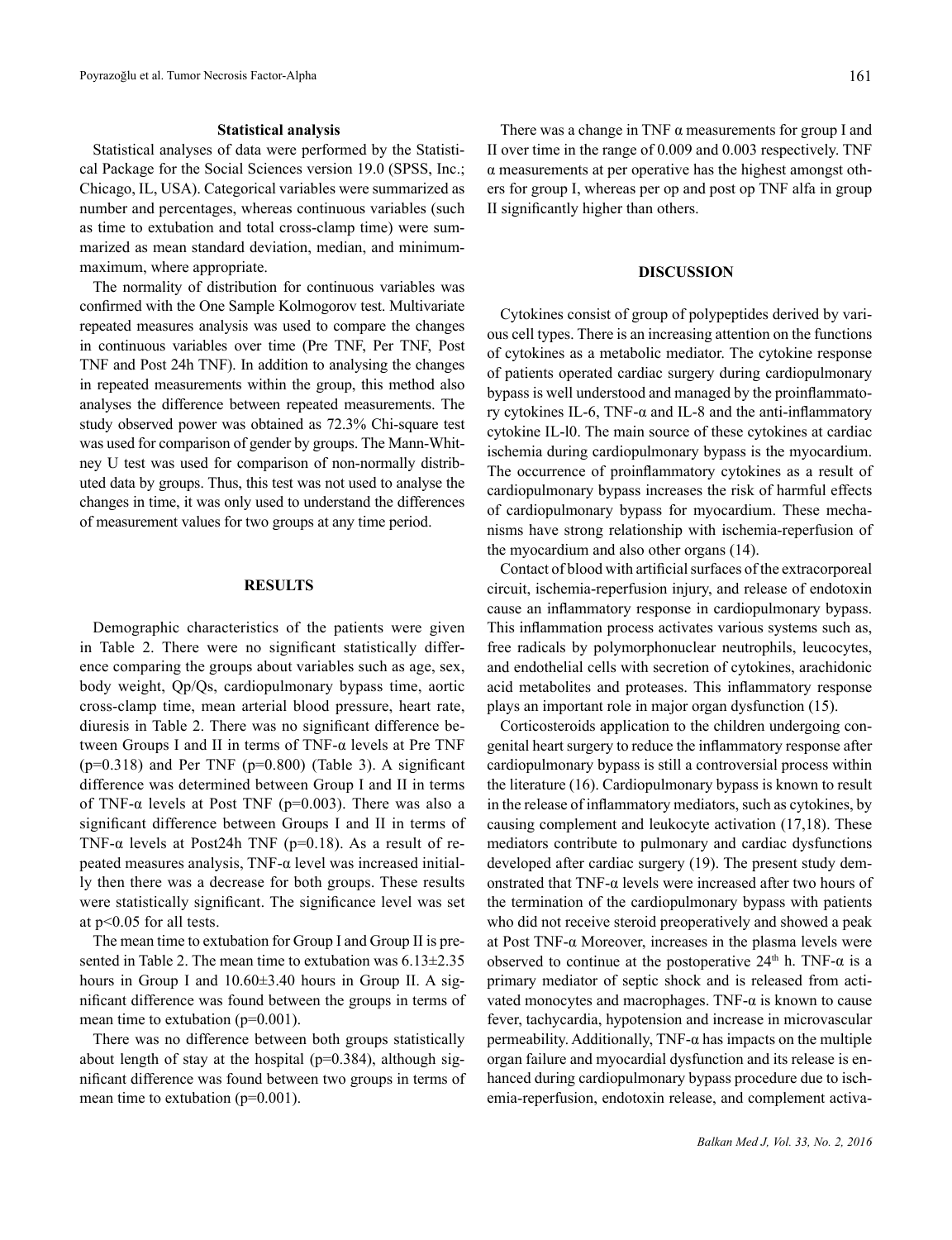### Statistical analysis

Statistical analyses of data were performed by the Statistical Package for the Social Sciences version 19.0 (SPSS, Inc.; Chicago, IL, USA). Categorical variables were summarized as number and percentages, whereas continuous variables (such as time to extubation and total cross-clamp time) were summarized as mean standard deviation, median, and minimum-maximum, where appropriate.

The normality of distribution for continuous variables was confirmed with the One Sample Kolmogorov test. Multivariate repeated measures analysis was used to compare the changes in continuous variables over time (Pre TNF, Per TNF, Post TNF and Post 24h TNF). In addition to analysing the changes in repeated measurements within the group, this method also analyses the difference between repeated measurements. The study observed power was obtained as 72.3% Chi-square test was used for comparison of gender by groups. The Mann-Whitney U test was used for comparison of non-normally distributed data by groups. Thus, this test was not used to analyse the changes in time, it was only used to understand the differences of measurement values for two groups at any time period.

## RESULTS

Demographic characteristics of the patients were given in Table 2. There were no significant statistically difference comparing the groups about variables such as age, sex, body weight, Qp/Qs, cardiopulmonary bypass time, aortic cross-clamp time, mean arterial blood pressure, heart rate, diuresis in Table 2. There was no significant difference between Groups I and II in terms of TNF-α levels at Pre TNF ($p=0.318$) and Per TNF ($p=0.800$) (Table 3). A significant difference was determined between Group I and II in terms of TNF-α levels at Post TNF ($p=0.003$). There was also a significant difference between Groups I and II in terms of TNF-α levels at Post24h TNF ($p=0.18$). As a result of repeated measures analysis, TNF-α level was increased initially then there was a decrease for both groups. These results were statistically significant. The significance level was set at $p<0.05$ for all tests.

The mean time to extubation for Group I and Group II is presented in Table 2. The mean time to extubation was 6.13±2.35 hours in Group I and 10.60±3.40 hours in Group II. A significant difference was found between the groups in terms of mean time to extubation ($p=0.001$).

There was no difference between both groups statistically about length of stay at the hospital ($p=0.384$), although significant difference was found between two groups in terms of mean time to extubation ($p=0.001$).

There was a change in TNF α measurements for group I and II over time in the range of 0.009 and 0.003 respectively. TNF α measurements at per operative has the highest amongst others for group I, whereas per op and post op TNF alfa in group II significantly higher than others.

## DISCUSSION

Cytokines consist of group of polypeptides derived by various cell types. There is an increasing attention on the functions of cytokines as a metabolic mediator. The cytokine response of patients operated cardiac surgery during cardiopulmonary bypass is well understood and managed by the proinflammatory cytokines IL-6, TNF-α and IL-8 and the anti-inflammatory cytokine IL-l0. The main source of these cytokines at cardiac ischemia during cardiopulmonary bypass is the myocardium. The occurrence of proinflammatory cytokines as a result of cardiopulmonary bypass increases the risk of harmful effects of cardiopulmonary bypass for myocardium. These mechanisms have strong relationship with ischemia-reperfusion of the myocardium and also other organs (14).

Contact of blood with artificial surfaces of the extracorporeal circuit, ischemia-reperfusion injury, and release of endotoxin cause an inflammatory response in cardiopulmonary bypass. This inflammation process activates various systems such as, free radicals by polymorphonuclear neutrophils, leucocytes, and endothelial cells with secretion of cytokines, arachidonic acid metabolites and proteases. This inflammatory response plays an important role in major organ dysfunction (15).

Corticosteroids application to the children undergoing congenital heart surgery to reduce the inflammatory response after cardiopulmonary bypass is still a controversial process within the literature (16). Cardiopulmonary bypass is known to result in the release of inflammatory mediators, such as cytokines, by causing complement and leukocyte activation (17,18). These mediators contribute to pulmonary and cardiac dysfunctions developed after cardiac surgery (19). The present study demonstrated that TNF-α levels were increased after two hours of the termination of the cardiopulmonary bypass with patients who did not receive steroid preoperatively and showed a peak at Post TNF-α Moreover, increases in the plasma levels were observed to continue at the postoperative 24th h. TNF-α is a primary mediator of septic shock and is released from activated monocytes and macrophages. TNF-α is known to cause fever, tachycardia, hypotension and increase in microvascular permeability. Additionally, TNF-α has impacts on the multiple organ failure and myocardial dysfunction and its release is enhanced during cardiopulmonary bypass procedure due to ischemia-reperfusion, endotoxin release, and complement activa-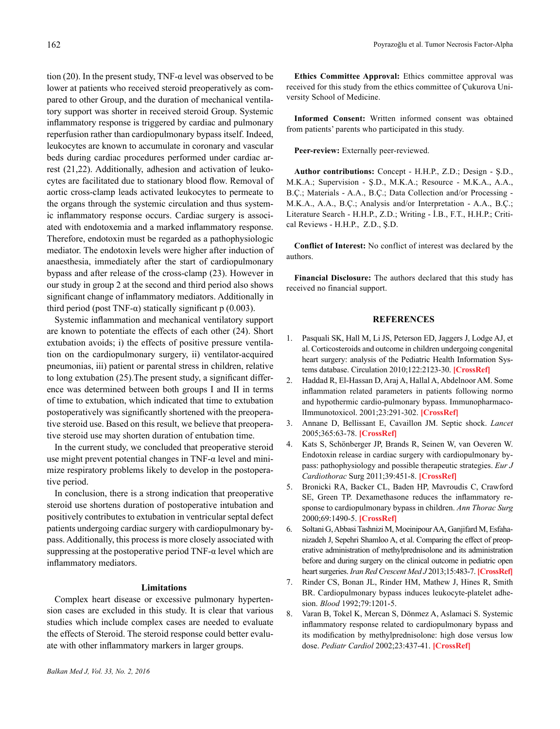tion (20). In the present study, TNF-α level was observed to be lower at patients who received steroid preoperatively as compared to other Group, and the duration of mechanical ventilatory support was shorter in received steroid Group. Systemic inflammatory response is triggered by cardiac and pulmonary reperfusion rather than cardiopulmonary bypass itself. Indeed, leukocytes are known to accumulate in coronary and vascular beds during cardiac procedures performed under cardiac arrest (21,22). Additionally, adhesion and activation of leukocytes are facilitated due to stationary blood flow. Removal of aortic cross-clamp leads activated leukocytes to permeate to the organs through the systemic circulation and thus systemic inflammatory response occurs. Cardiac surgery is associated with endotoxemia and a marked inflammatory response. Therefore, endotoxin must be regarded as a pathophysiologic mediator. The endotoxin levels were higher after induction of anaesthesia, immediately after the start of cardiopulmonary bypass and after release of the cross-clamp (23). However in our study in group 2 at the second and third period also shows significant change of inflammatory mediators. Additionally in third period (post TNF-α) statically significant p (0.003).

Systemic inflammation and mechanical ventilatory support are known to potentiate the effects of each other (24). Short extubation avoids; i) the effects of positive pressure ventilation on the cardiopulmonary surgery, ii) ventilator-acquired pneumonias, iii) patient or parental stress in children, relative to long extubation (25).The present study, a significant difference was determined between both groups I and II in terms of time to extubation, which indicated that time to extubation postoperatively was significantly shortened with the preoperative steroid use. Based on this result, we believe that preoperative steroid use may shorten duration of entubation time.

In the current study, we concluded that preoperative steroid use might prevent potential changes in TNF-α level and minimize respiratory problems likely to develop in the postoperative period.

In conclusion, there is a strong indication that preoperative steroid use shortens duration of postoperative intubation and positively contributes to extubation in ventricular septal defect patients undergoing cardiac surgery with cardiopulmonary bypass. Additionally, this process is more closely associated with suppressing at the postoperative period TNF-α level which are inflammatory mediators.

## Limitations

Complex heart disease or excessive pulmonary hypertension cases are excluded in this study. It is clear that various studies which include complex cases are needed to evaluate the effects of Steroid. The steroid response could better evaluate with other inflammatory markers in larger groups.

**Ethics Committee Approval:** Ethics committee approval was received for this study from the ethics committee of Çukurova University School of Medicine.

**Informed Consent:** Written informed consent was obtained from patients' parents who participated in this study.

**Peer-review:** Externally peer-reviewed.

**Author contributions:** Concept - H.H.P., Z.D.; Design - Ş.D., M.K.A.; Supervision - Ş.D., M.K.A.; Resource - M.K.A., A.A., B.Ç.; Materials - A.A., B.Ç.; Data Collection and/or Processing - M.K.A., A.A., B.Ç.; Analysis and/or Interpretation - A.A., B.Ç.; Literature Search - H.H.P., Z.D.; Writing - İ.B., F.T., H.H.P.; Critical Reviews - H.H.P., Z.D., Ş.D.

**Conflict of Interest:** No conflict of interest was declared by the authors.

**Financial Disclosure:** The authors declared that this study has received no financial support.

## REFERENCES

1. Pasquali SK, Hall M, Li JS, Peterson ED, Jaggers J, Lodge AJ, et al. Corticosteroids and outcome in children undergoing congenital heart surgery: analysis of the Pediatric Health Information Systems database. Circulation 2010;122:2123-30. **[CrossRef]**
2. Haddad R, El-Hassan D, Araj A, Hallal A, Abdelnoor AM. Some inflammation related parameters in patients following normo and hypothermic cardio-pulmonary bypass. Immunopharmaco-lImmunotoxicol. 2001;23:291-302. **[CrossRef]**
3. Annane D, Bellissant E, Cavaillon JM. Septic shock. *Lancet* 2005;365:63-78. **[CrossRef]**
4. Kats S, Schönberger JP, Brands R, Seinen W, van Oeveren W. Endotoxin release in cardiac surgery with cardiopulmonary bypass: pathophysiology and possible therapeutic strategies. *Eur J Cardiothorac* Surg 2011;39:451-8. **[CrossRef]**
5. Bronicki RA, Backer CL, Baden HP, Mavroudis C, Crawford SE, Green TP. Dexamethasone reduces the inflammatory response to cardiopulmonary bypass in children. *Ann Thorac Surg* 2000;69:1490-5. **[CrossRef]**
6. Soltani G, Abbasi Tashnizi M, Moeinipour AA, Ganjifard M, Esfahanizadeh J, Sepehri Shamloo A, et al. Comparing the effect of preoperative administration of methylprednisolone and its administration before and during surgery on the clinical outcome in pediatric open heart surgeries. *Iran Red Crescent Med J* 2013;15:483-7. **[CrossRef]**
7. Rinder CS, Bonan JL, Rinder HM, Mathew J, Hines R, Smith BR. Cardiopulmonary bypass induces leukocyte-platelet adhesion. *Blood* 1992;79:1201-5.
8. Varan B, Tokel K, Mercan S, Dönmez A, Aslamaci S. Systemic inflammatory response related to cardiopulmonary bypass and its modification by methylprednisolone: high dose versus low dose. *Pediatr Cardiol* 2002;23:437-41. **[CrossRef]**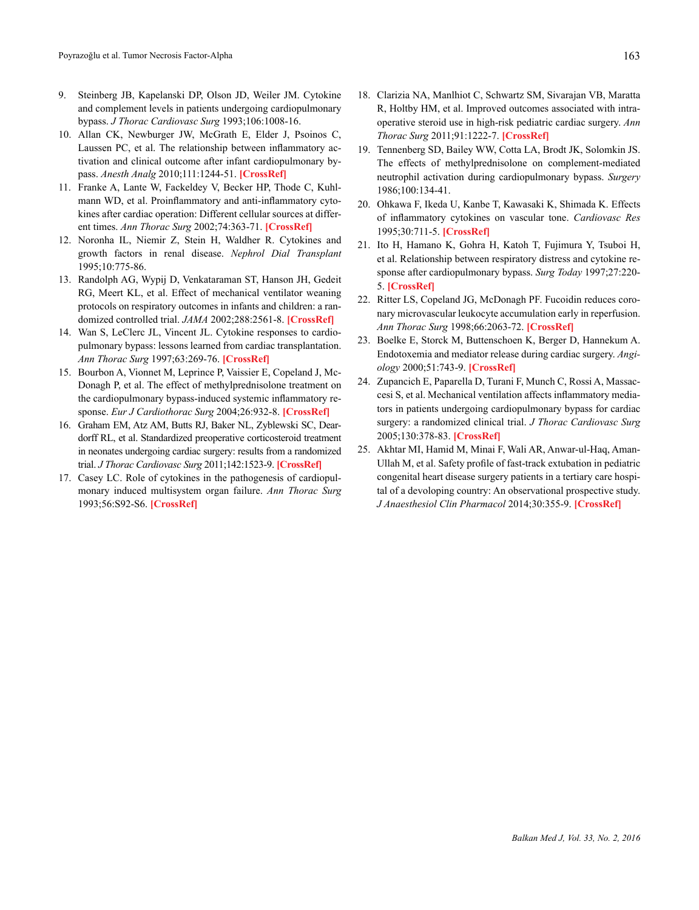9. Steinberg JB, Kapelanski DP, Olson JD, Weiler JM. Cytokine and complement levels in patients undergoing cardiopulmonary bypass. *J Thorac Cardiovasc Surg* 1993;106:1008-16.
10. Allan CK, Newburger JW, McGrath E, Elder J, Psoinos C, Laussen PC, et al. The relationship between inflammatory activation and clinical outcome after infant cardiopulmonary bypass. *Anesth Analg* 2010;111:1244-51. **[CrossRef]**
11. Franke A, Lante W, Fackeldey V, Becker HP, Thode C, Kuhlmann WD, et al. Proinflammatory and anti-inflammatory cytokines after cardiac operation: Different cellular sources at different times. *Ann Thorac Surg* 2002;74:363-71. **[CrossRef]**
12. Noronha IL, Niemir Z, Stein H, Waldher R. Cytokines and growth factors in renal disease. *Nephrol Dial Transplant* 1995;10:775-86.
13. Randolph AG, Wypij D, Venkataraman ST, Hanson JH, Gedeit RG, Meert KL, et al. Effect of mechanical ventilator weaning protocols on respiratory outcomes in infants and children: a randomized controlled trial. *JAMA* 2002;288:2561-8. **[CrossRef]**
14. Wan S, LeClerc JL, Vincent JL. Cytokine responses to cardiopulmonary bypass: lessons learned from cardiac transplantation. *Ann Thorac Surg* 1997;63:269-76. **[CrossRef]**
15. Bourbon A, Vionnet M, Leprince P, Vaissier E, Copeland J, McDonagh P, et al. The effect of methylprednisolone treatment on the cardiopulmonary bypass-induced systemic inflammatory response. *Eur J Cardiothorac Surg* 2004;26:932-8. **[CrossRef]**
16. Graham EM, Atz AM, Butts RJ, Baker NL, Zyblewski SC, Deardorff RL, et al. Standardized preoperative corticosteroid treatment in neonates undergoing cardiac surgery: results from a randomized trial. *J Thorac Cardiovasc Surg* 2011;142:1523-9. **[CrossRef]**
17. Casey LC. Role of cytokines in the pathogenesis of cardiopulmonary induced multisystem organ failure. *Ann Thorac Surg* 1993;56:S92-S6. **[CrossRef]**
18. Clarizia NA, Manlhiot C, Schwartz SM, Sivarajan VB, Maratta R, Holtby HM, et al. Improved outcomes associated with intraoperative steroid use in high-risk pediatric cardiac surgery. *Ann Thorac Surg* 2011;91:1222-7. **[CrossRef]**
19. Tennenberg SD, Bailey WW, Cotta LA, Brodt JK, Solomkin JS. The effects of methylprednisolone on complement-mediated neutrophil activation during cardiopulmonary bypass. *Surgery* 1986;100:134-41.
20. Ohkawa F, Ikeda U, Kanbe T, Kawasaki K, Shimada K. Effects of inflammatory cytokines on vascular tone. *Cardiovasc Res* 1995;30:711-5. **[CrossRef]**
21. Ito H, Hamano K, Gohra H, Katoh T, Fujimura Y, Tsuboi H, et al. Relationship between respiratory distress and cytokine response after cardiopulmonary bypass. *Surg Today* 1997;27:220-5. **[CrossRef]**
22. Ritter LS, Copeland JG, McDonagh PF. Fucoidin reduces coronary microvascular leukocyte accumulation early in reperfusion. *Ann Thorac Surg* 1998;66:2063-72. **[CrossRef]**
23. Boelke E, Storck M, Buttenschoen K, Berger D, Hannekum A. Endotoxemia and mediator release during cardiac surgery. *Angiology* 2000;51:743-9. **[CrossRef]**
24. Zupancich E, Paparella D, Turani F, Munch C, Rossi A, Massaccesi S, et al. Mechanical ventilation affects inflammatory mediators in patients undergoing cardiopulmonary bypass for cardiac surgery: a randomized clinical trial. *J Thorac Cardiovasc Surg* 2005;130:378-83. **[CrossRef]**
25. Akhtar MI, Hamid M, Minai F, Wali AR, Anwar-ul-Haq, Aman-Ullah M, et al. Safety profile of fast-track extubation in pediatric congenital heart disease surgery patients in a tertiary care hospital of a devoloping country: An observational prospective study. *J Anaesthesiol Clin Pharmacol* 2014;30:355-9. **[CrossRef]**